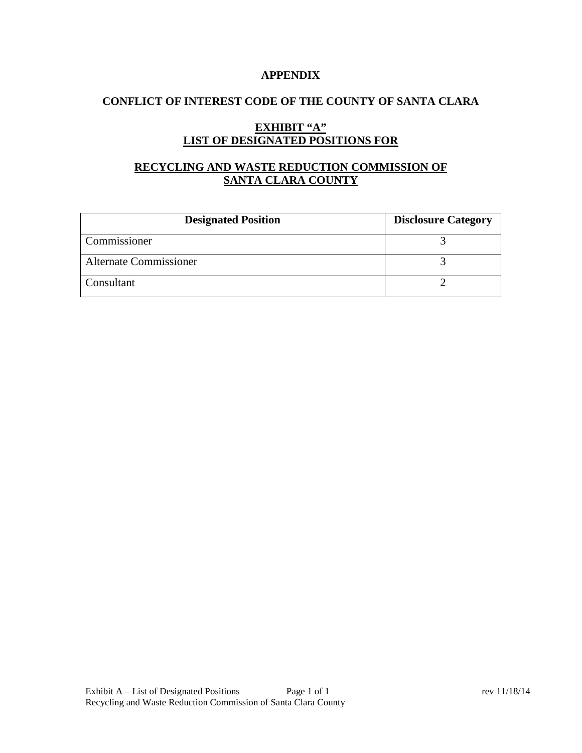# APPENDIX

## CONFLICT OF INTEREST CODE OF THE COUNTY OF SANTA CLARA

## EXHIBIT "A"
## LIST OF DESIGNATED POSITIONS FOR

## RECYCLING AND WASTE REDUCTION COMMISSION OF SANTA CLARA COUNTY

| Designated Position | Disclosure Category |
|---|---|
| Commissioner | 3 |
| Alternate Commissioner | 3 |
| Consultant | 2 |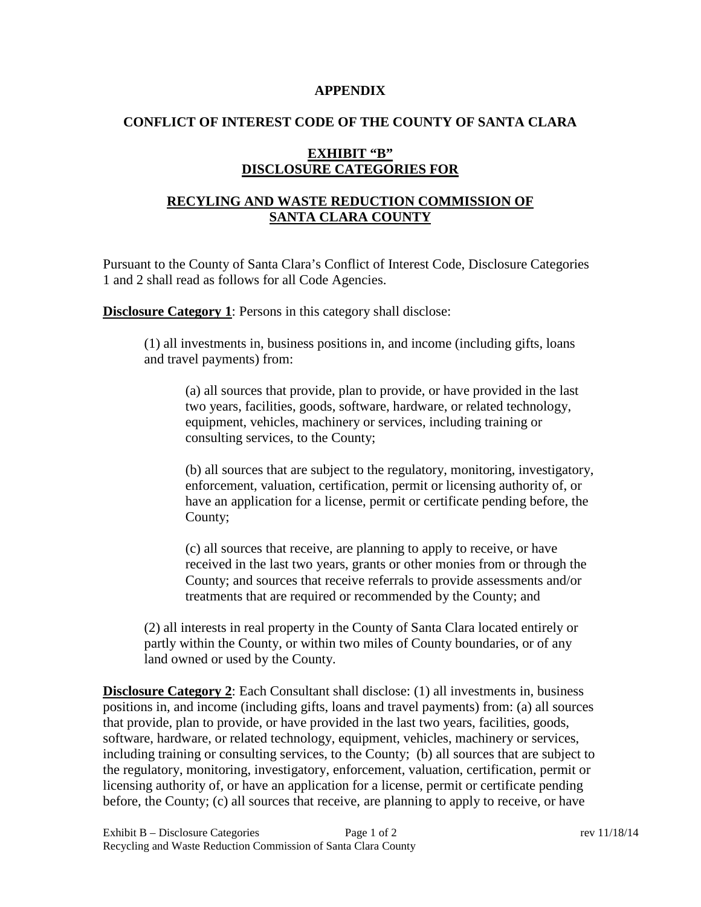**APPENDIX**

**CONFLICT OF INTEREST CODE OF THE COUNTY OF SANTA CLARA**

**EXHIBIT "B"**
**DISCLOSURE CATEGORIES FOR**

**RECYLING AND WASTE REDUCTION COMMISSION OF SANTA CLARA COUNTY**

Pursuant to the County of Santa Clara's Conflict of Interest Code, Disclosure Categories 1 and 2 shall read as follows for all Code Agencies.

**Disclosure Category 1**: Persons in this category shall disclose:

(1) all investments in, business positions in, and income (including gifts, loans and travel payments) from:

(a) all sources that provide, plan to provide, or have provided in the last two years, facilities, goods, software, hardware, or related technology, equipment, vehicles, machinery or services, including training or consulting services, to the County;

(b) all sources that are subject to the regulatory, monitoring, investigatory, enforcement, valuation, certification, permit or licensing authority of, or have an application for a license, permit or certificate pending before, the County;

(c) all sources that receive, are planning to apply to receive, or have received in the last two years, grants or other monies from or through the County; and sources that receive referrals to provide assessments and/or treatments that are required or recommended by the County; and

(2) all interests in real property in the County of Santa Clara located entirely or partly within the County, or within two miles of County boundaries, or of any land owned or used by the County.

**Disclosure Category 2**: Each Consultant shall disclose: (1) all investments in, business positions in, and income (including gifts, loans and travel payments) from: (a) all sources that provide, plan to provide, or have provided in the last two years, facilities, goods, software, hardware, or related technology, equipment, vehicles, machinery or services, including training or consulting services, to the County; (b) all sources that are subject to the regulatory, monitoring, investigatory, enforcement, valuation, certification, permit or licensing authority of, or have an application for a license, permit or certificate pending before, the County; (c) all sources that receive, are planning to apply to receive, or have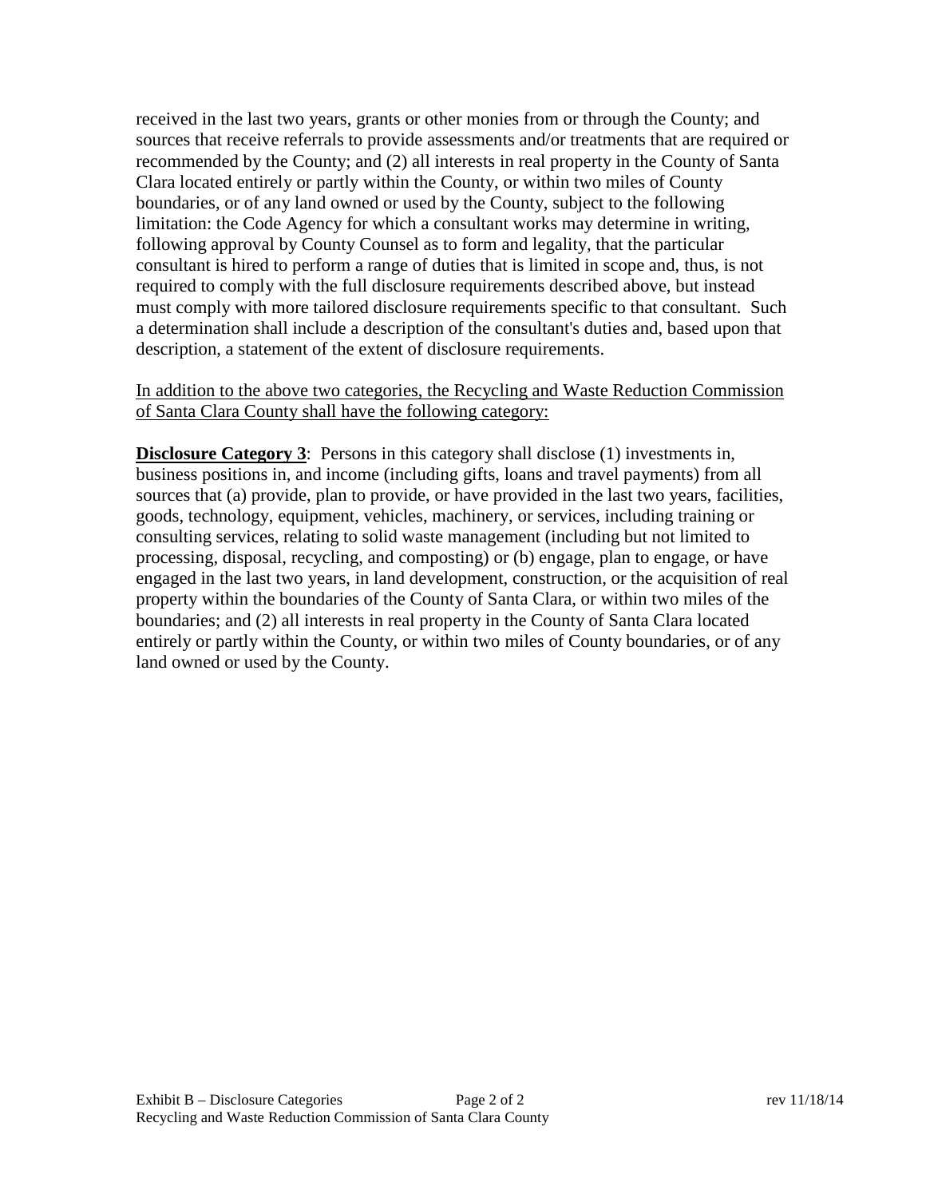received in the last two years, grants or other monies from or through the County; and sources that receive referrals to provide assessments and/or treatments that are required or recommended by the County; and (2) all interests in real property in the County of Santa Clara located entirely or partly within the County, or within two miles of County boundaries, or of any land owned or used by the County, subject to the following limitation: the Code Agency for which a consultant works may determine in writing, following approval by County Counsel as to form and legality, that the particular consultant is hired to perform a range of duties that is limited in scope and, thus, is not required to comply with the full disclosure requirements described above, but instead must comply with more tailored disclosure requirements specific to that consultant. Such a determination shall include a description of the consultant's duties and, based upon that description, a statement of the extent of disclosure requirements.

<u>In addition to the above two categories, the Recycling and Waste Reduction Commission of Santa Clara County shall have the following category:</u>

**<u>Disclosure Category 3</u>**: Persons in this category shall disclose (1) investments in, business positions in, and income (including gifts, loans and travel payments) from all sources that (a) provide, plan to provide, or have provided in the last two years, facilities, goods, technology, equipment, vehicles, machinery, or services, including training or consulting services, relating to solid waste management (including but not limited to processing, disposal, recycling, and composting) or (b) engage, plan to engage, or have engaged in the last two years, in land development, construction, or the acquisition of real property within the boundaries of the County of Santa Clara, or within two miles of the boundaries; and (2) all interests in real property in the County of Santa Clara located entirely or partly within the County, or within two miles of County boundaries, or of any land owned or used by the County.